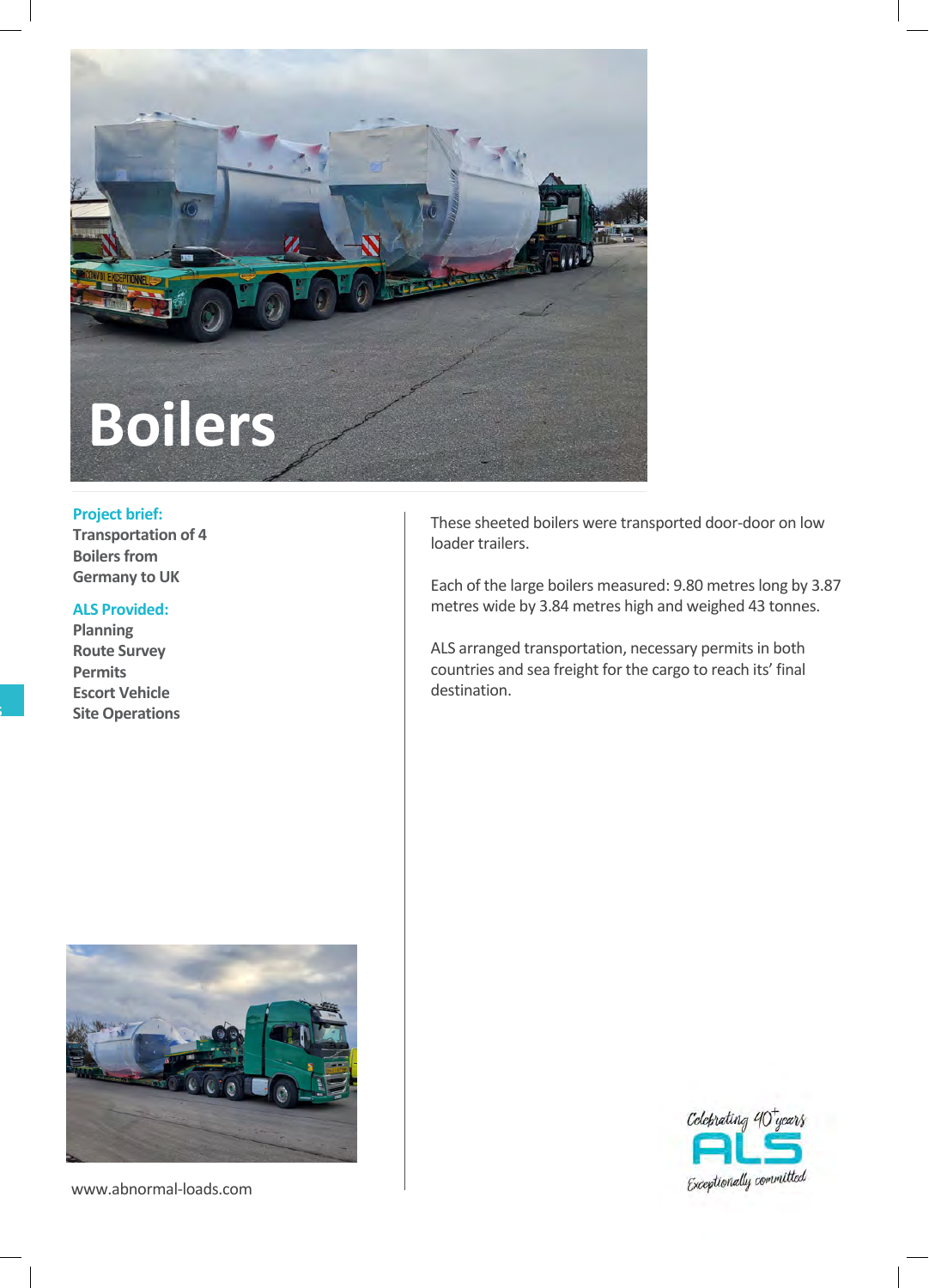# Boilers

**Project brief:**
**Transportation of 4 Boilers from Germany to UK**

**ALS Provided:**
**Planning**
**Route Survey**
**Permits**
**Escort Vehicle**
**Site Operations**

These sheeted boilers were transported door-door on low loader trailers.

Each of the large boilers measured: 9.80 metres long by 3.87 metres wide by 3.84 metres high and weighed 43 tonnes.

ALS arranged transportation, necessary permits in both countries and sea freight for the cargo to reach its' final destination.

www.abnormal-loads.com

Celebrating 40+ years
ALS
Exceptionally committed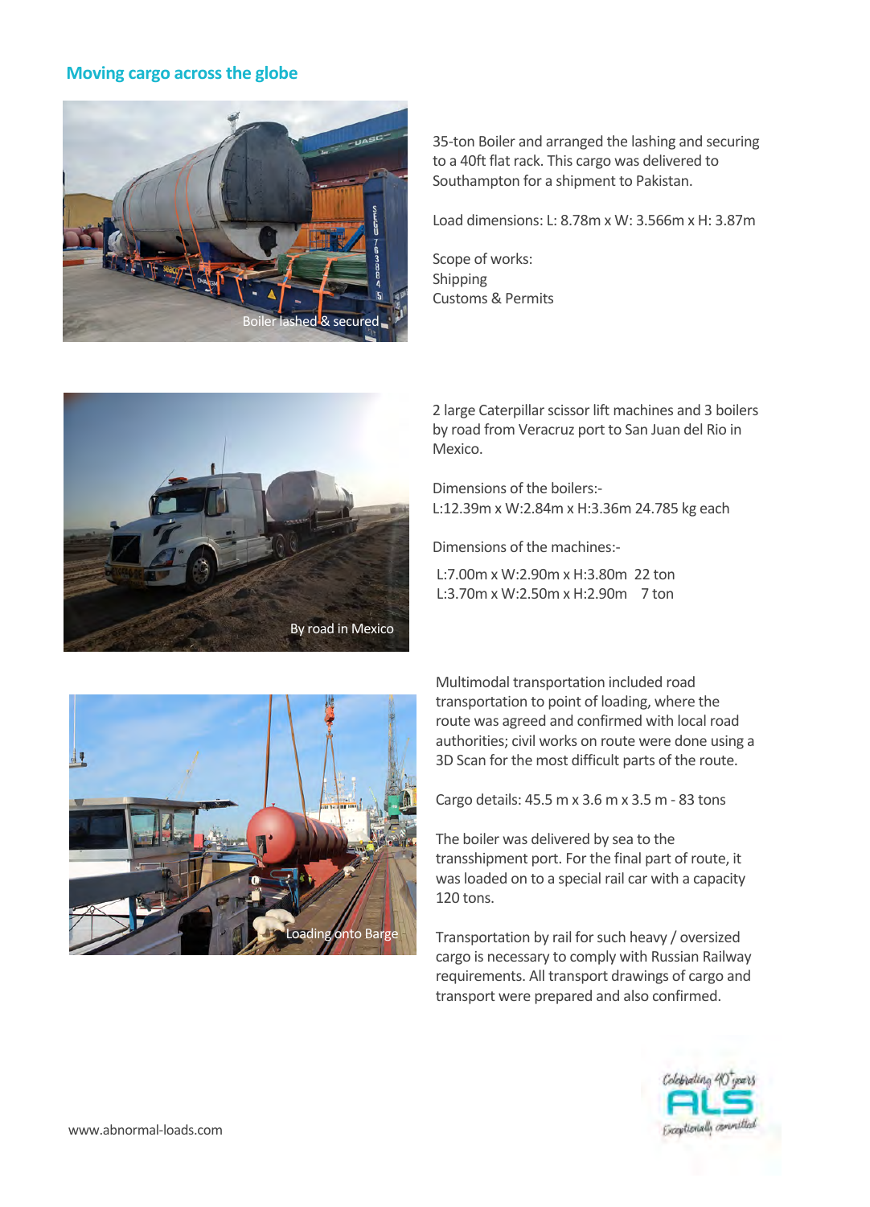## Moving cargo across the globe

Boiler lashed & secured

35-ton Boiler and arranged the lashing and securing to a 40ft flat rack. This cargo was delivered to Southampton for a shipment to Pakistan.

Load dimensions: L: 8.78m x W: 3.566m x H: 3.87m

Scope of works:
Shipping
Customs & Permits

By road in Mexico

2 large Caterpillar scissor lift machines and 3 boilers by road from Veracruz port to San Juan del Rio in Mexico.

Dimensions of the boilers:-
L:12.39m x W:2.84m x H:3.36m 24.785 kg each

Dimensions of the machines:-

L:7.00m x W:2.90m x H:3.80m 22 ton
L:3.70m x W:2.50m x H:2.90m 7 ton

Loading onto Barge

Multimodal transportation included road transportation to point of loading, where the route was agreed and confirmed with local road authorities; civil works on route were done using a 3D Scan for the most difficult parts of the route.

Cargo details: 45.5 m x 3.6 m x 3.5 m - 83 tons

The boiler was delivered by sea to the transshipment port. For the final part of route, it was loaded on to a special rail car with a capacity 120 tons.

Transportation by rail for such heavy / oversized cargo is necessary to comply with Russian Railway requirements. All transport drawings of cargo and transport were prepared and also confirmed.

www.abnormal-loads.com

Celebrating 40+ years ALS Exceptionally committed